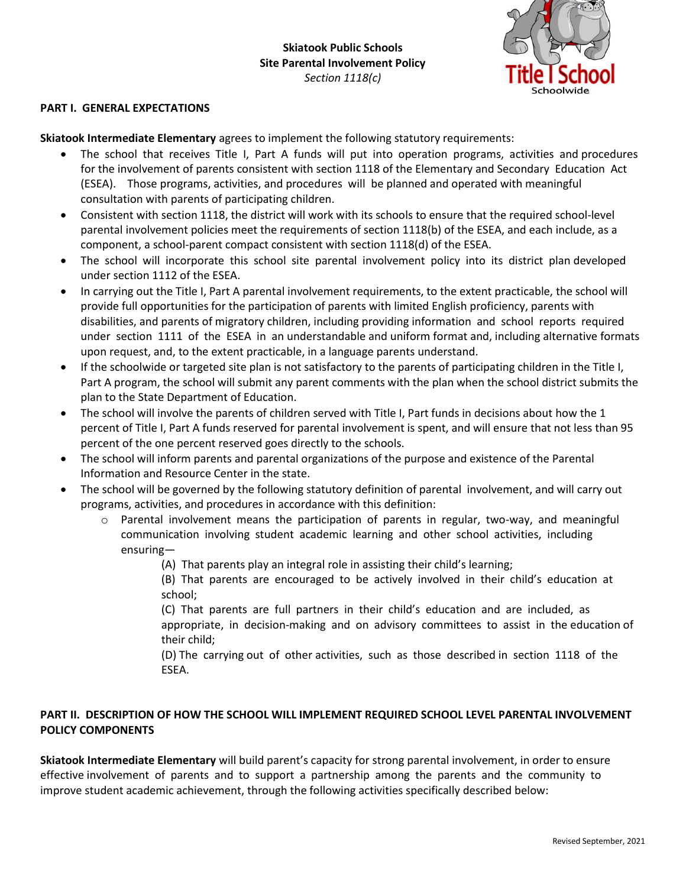**Skiatook Public Schools**
**Site Parental Involvement Policy**
*Section 1118(c)*

Title I School
Schoolwide

## PART I. GENERAL EXPECTATIONS

**Skiatook Intermediate Elementary** agrees to implement the following statutory requirements:

- The school that receives Title I, Part A funds will put into operation programs, activities and procedures for the involvement of parents consistent with section 1118 of the Elementary and Secondary Education Act (ESEA). Those programs, activities, and procedures will be planned and operated with meaningful consultation with parents of participating children.
- Consistent with section 1118, the district will work with its schools to ensure that the required school-level parental involvement policies meet the requirements of section 1118(b) of the ESEA, and each include, as a component, a school-parent compact consistent with section 1118(d) of the ESEA.
- The school will incorporate this school site parental involvement policy into its district plan developed under section 1112 of the ESEA.
- In carrying out the Title I, Part A parental involvement requirements, to the extent practicable, the school will provide full opportunities for the participation of parents with limited English proficiency, parents with disabilities, and parents of migratory children, including providing information and school reports required under section 1111 of the ESEA in an understandable and uniform format and, including alternative formats upon request, and, to the extent practicable, in a language parents understand.
- If the schoolwide or targeted site plan is not satisfactory to the parents of participating children in the Title I, Part A program, the school will submit any parent comments with the plan when the school district submits the plan to the State Department of Education.
- The school will involve the parents of children served with Title I, Part funds in decisions about how the 1 percent of Title I, Part A funds reserved for parental involvement is spent, and will ensure that not less than 95 percent of the one percent reserved goes directly to the schools.
- The school will inform parents and parental organizations of the purpose and existence of the Parental Information and Resource Center in the state.
- The school will be governed by the following statutory definition of parental involvement, and will carry out programs, activities, and procedures in accordance with this definition:
    - Parental involvement means the participation of parents in regular, two-way, and meaningful communication involving student academic learning and other school activities, including ensuring—

      (A) That parents play an integral role in assisting their child's learning;

      (B) That parents are encouraged to be actively involved in their child's education at school;

      (C) That parents are full partners in their child's education and are included, as appropriate, in decision-making and on advisory committees to assist in the education of their child;

      (D) The carrying out of other activities, such as those described in section 1118 of the ESEA.

## PART II. DESCRIPTION OF HOW THE SCHOOL WILL IMPLEMENT REQUIRED SCHOOL LEVEL PARENTAL INVOLVEMENT POLICY COMPONENTS

**Skiatook Intermediate Elementary** will build parent's capacity for strong parental involvement, in order to ensure effective involvement of parents and to support a partnership among the parents and the community to improve student academic achievement, through the following activities specifically described below:

Revised September, 2021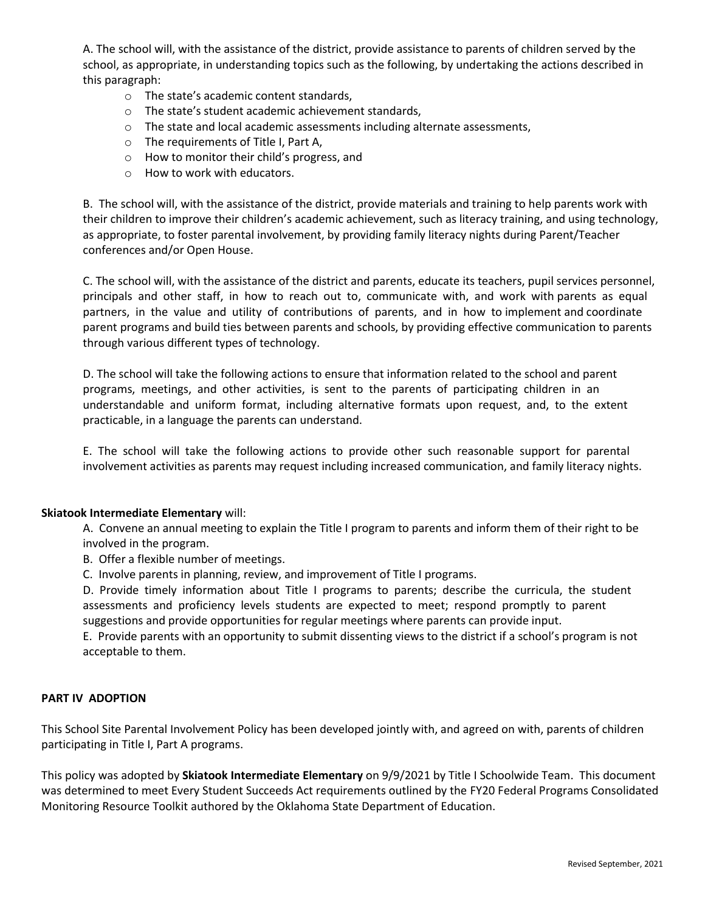A. The school will, with the assistance of the district, provide assistance to parents of children served by the school, as appropriate, in understanding topics such as the following, by undertaking the actions described in this paragraph:

- The state's academic content standards,
- The state's student academic achievement standards,
- The state and local academic assessments including alternate assessments,
- The requirements of Title I, Part A,
- How to monitor their child's progress, and
- How to work with educators.

B. The school will, with the assistance of the district, provide materials and training to help parents work with their children to improve their children's academic achievement, such as literacy training, and using technology, as appropriate, to foster parental involvement, by providing family literacy nights during Parent/Teacher conferences and/or Open House.

C. The school will, with the assistance of the district and parents, educate its teachers, pupil services personnel, principals and other staff, in how to reach out to, communicate with, and work with parents as equal partners, in the value and utility of contributions of parents, and in how to implement and coordinate parent programs and build ties between parents and schools, by providing effective communication to parents through various different types of technology.

D. The school will take the following actions to ensure that information related to the school and parent programs, meetings, and other activities, is sent to the parents of participating children in an understandable and uniform format, including alternative formats upon request, and, to the extent practicable, in a language the parents can understand.

E. The school will take the following actions to provide other such reasonable support for parental involvement activities as parents may request including increased communication, and family literacy nights.

**Skiatook Intermediate Elementary** will:

A. Convene an annual meeting to explain the Title I program to parents and inform them of their right to be involved in the program.
B. Offer a flexible number of meetings.
C. Involve parents in planning, review, and improvement of Title I programs.
D. Provide timely information about Title I programs to parents; describe the curricula, the student assessments and proficiency levels students are expected to meet; respond promptly to parent suggestions and provide opportunities for regular meetings where parents can provide input.
E. Provide parents with an opportunity to submit dissenting views to the district if a school's program is not acceptable to them.

**PART IV ADOPTION**

This School Site Parental Involvement Policy has been developed jointly with, and agreed on with, parents of children participating in Title I, Part A programs.

This policy was adopted by **Skiatook Intermediate Elementary** on 9/9/2021 by Title I Schoolwide Team. This document was determined to meet Every Student Succeeds Act requirements outlined by the FY20 Federal Programs Consolidated Monitoring Resource Toolkit authored by the Oklahoma State Department of Education.

Revised September, 2021